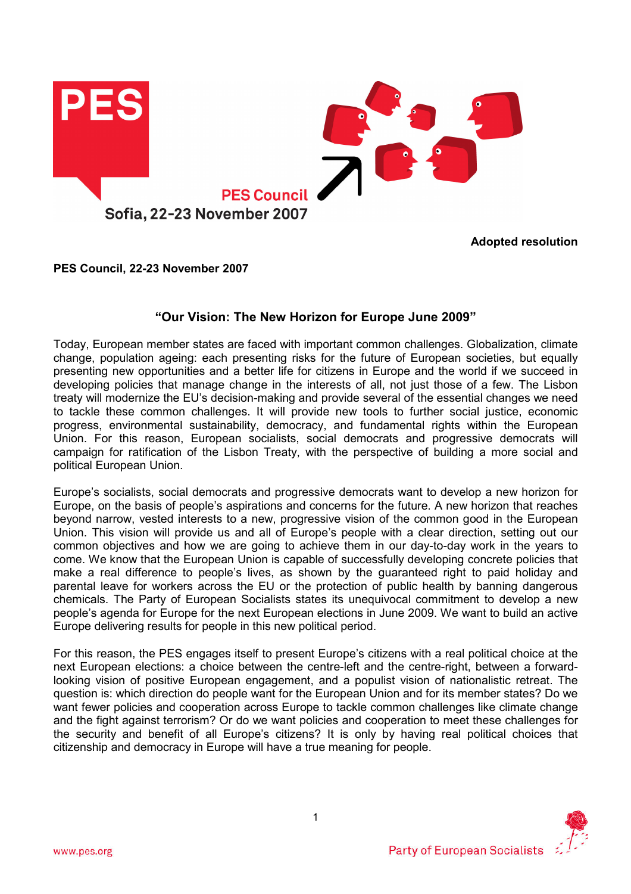PES Council
Sofia, 22-23 November 2007

**Adopted resolution**

**PES Council, 22-23 November 2007**

## "Our Vision: The New Horizon for Europe June 2009"

Today, European member states are faced with important common challenges. Globalization, climate change, population ageing: each presenting risks for the future of European societies, but equally presenting new opportunities and a better life for citizens in Europe and the world if we succeed in developing policies that manage change in the interests of all, not just those of a few. The Lisbon treaty will modernize the EU's decision-making and provide several of the essential changes we need to tackle these common challenges. It will provide new tools to further social justice, economic progress, environmental sustainability, democracy, and fundamental rights within the European Union. For this reason, European socialists, social democrats and progressive democrats will campaign for ratification of the Lisbon Treaty, with the perspective of building a more social and political European Union.

Europe's socialists, social democrats and progressive democrats want to develop a new horizon for Europe, on the basis of people's aspirations and concerns for the future. A new horizon that reaches beyond narrow, vested interests to a new, progressive vision of the common good in the European Union. This vision will provide us and all of Europe's people with a clear direction, setting out our common objectives and how we are going to achieve them in our day-to-day work in the years to come. We know that the European Union is capable of successfully developing concrete policies that make a real difference to people's lives, as shown by the guaranteed right to paid holiday and parental leave for workers across the EU or the protection of public health by banning dangerous chemicals. The Party of European Socialists states its unequivocal commitment to develop a new people's agenda for Europe for the next European elections in June 2009. We want to build an active Europe delivering results for people in this new political period.

For this reason, the PES engages itself to present Europe's citizens with a real political choice at the next European elections: a choice between the centre-left and the centre-right, between a forward-looking vision of positive European engagement, and a populist vision of nationalistic retreat. The question is: which direction do people want for the European Union and for its member states? Do we want fewer policies and cooperation across Europe to tackle common challenges like climate change and the fight against terrorism? Or do we want policies and cooperation to meet these challenges for the security and benefit of all Europe's citizens? It is only by having real political choices that citizenship and democracy in Europe will have a true meaning for people.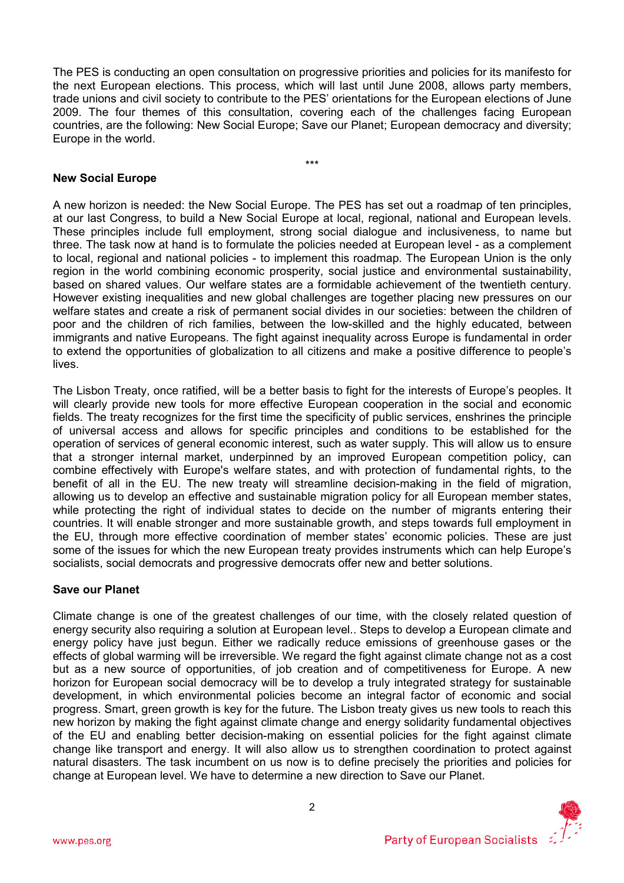The PES is conducting an open consultation on progressive priorities and policies for its manifesto for the next European elections. This process, which will last until June 2008, allows party members, trade unions and civil society to contribute to the PES' orientations for the European elections of June 2009. The four themes of this consultation, covering each of the challenges facing European countries, are the following: New Social Europe; Save our Planet; European democracy and diversity; Europe in the world.

\*\*\*

**New Social Europe**

A new horizon is needed: the New Social Europe. The PES has set out a roadmap of ten principles, at our last Congress, to build a New Social Europe at local, regional, national and European levels. These principles include full employment, strong social dialogue and inclusiveness, to name but three. The task now at hand is to formulate the policies needed at European level - as a complement to local, regional and national policies - to implement this roadmap. The European Union is the only region in the world combining economic prosperity, social justice and environmental sustainability, based on shared values. Our welfare states are a formidable achievement of the twentieth century. However existing inequalities and new global challenges are together placing new pressures on our welfare states and create a risk of permanent social divides in our societies: between the children of poor and the children of rich families, between the low-skilled and the highly educated, between immigrants and native Europeans. The fight against inequality across Europe is fundamental in order to extend the opportunities of globalization to all citizens and make a positive difference to people's lives.

The Lisbon Treaty, once ratified, will be a better basis to fight for the interests of Europe's peoples. It will clearly provide new tools for more effective European cooperation in the social and economic fields. The treaty recognizes for the first time the specificity of public services, enshrines the principle of universal access and allows for specific principles and conditions to be established for the operation of services of general economic interest, such as water supply. This will allow us to ensure that a stronger internal market, underpinned by an improved European competition policy, can combine effectively with Europe's welfare states, and with protection of fundamental rights, to the benefit of all in the EU. The new treaty will streamline decision-making in the field of migration, allowing us to develop an effective and sustainable migration policy for all European member states, while protecting the right of individual states to decide on the number of migrants entering their countries. It will enable stronger and more sustainable growth, and steps towards full employment in the EU, through more effective coordination of member states' economic policies. These are just some of the issues for which the new European treaty provides instruments which can help Europe's socialists, social democrats and progressive democrats offer new and better solutions.

**Save our Planet**

Climate change is one of the greatest challenges of our time, with the closely related question of energy security also requiring a solution at European level.. Steps to develop a European climate and energy policy have just begun. Either we radically reduce emissions of greenhouse gases or the effects of global warming will be irreversible. We regard the fight against climate change not as a cost but as a new source of opportunities, of job creation and of competitiveness for Europe. A new horizon for European social democracy will be to develop a truly integrated strategy for sustainable development, in which environmental policies become an integral factor of economic and social progress. Smart, green growth is key for the future. The Lisbon treaty gives us new tools to reach this new horizon by making the fight against climate change and energy solidarity fundamental objectives of the EU and enabling better decision-making on essential policies for the fight against climate change like transport and energy. It will also allow us to strengthen coordination to protect against natural disasters. The task incumbent on us now is to define precisely the priorities and policies for change at European level. We have to determine a new direction to Save our Planet.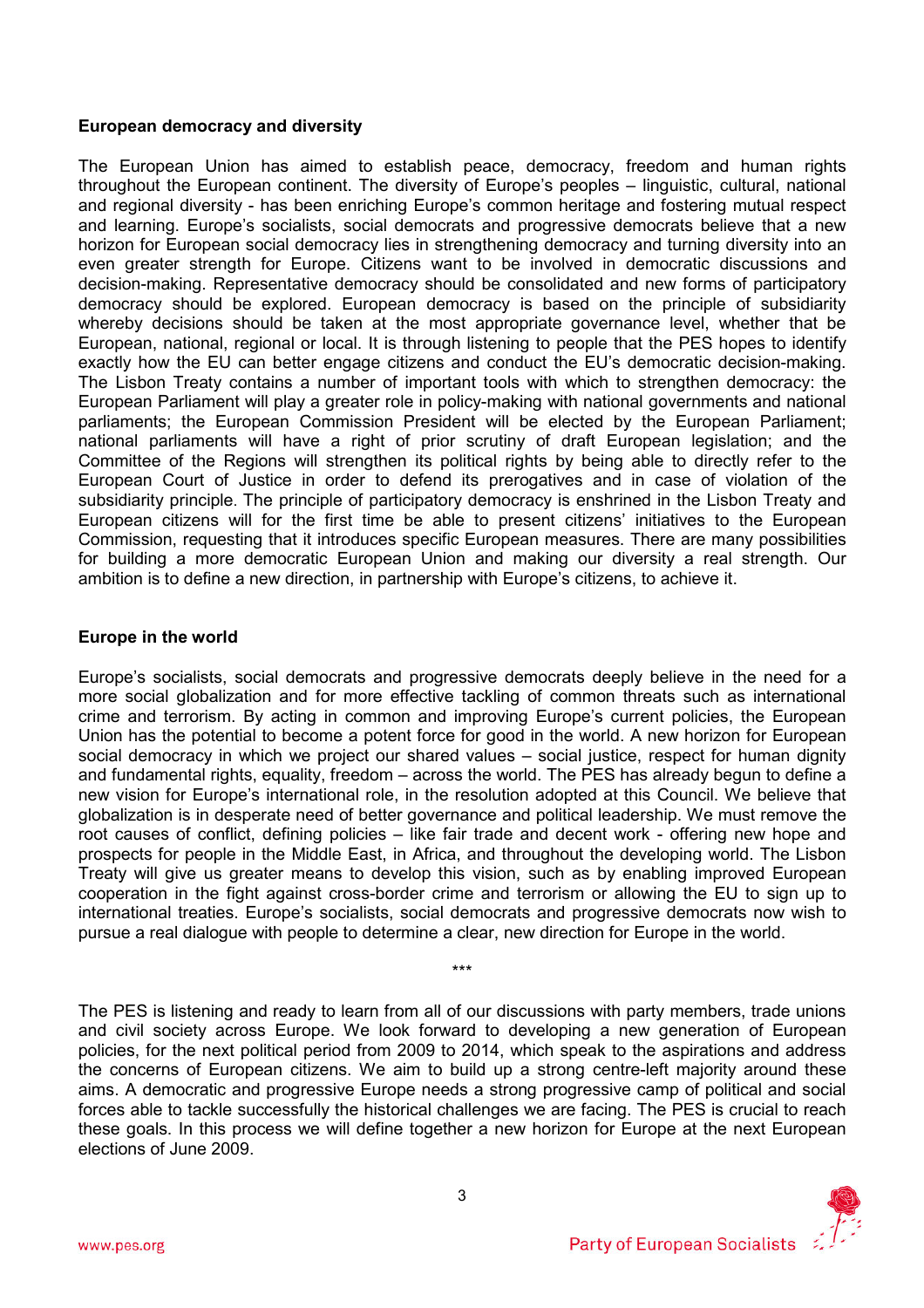**European democracy and diversity**

The European Union has aimed to establish peace, democracy, freedom and human rights throughout the European continent. The diversity of Europe's peoples – linguistic, cultural, national and regional diversity - has been enriching Europe's common heritage and fostering mutual respect and learning. Europe's socialists, social democrats and progressive democrats believe that a new horizon for European social democracy lies in strengthening democracy and turning diversity into an even greater strength for Europe. Citizens want to be involved in democratic discussions and decision-making. Representative democracy should be consolidated and new forms of participatory democracy should be explored. European democracy is based on the principle of subsidiarity whereby decisions should be taken at the most appropriate governance level, whether that be European, national, regional or local. It is through listening to people that the PES hopes to identify exactly how the EU can better engage citizens and conduct the EU's democratic decision-making. The Lisbon Treaty contains a number of important tools with which to strengthen democracy: the European Parliament will play a greater role in policy-making with national governments and national parliaments; the European Commission President will be elected by the European Parliament; national parliaments will have a right of prior scrutiny of draft European legislation; and the Committee of the Regions will strengthen its political rights by being able to directly refer to the European Court of Justice in order to defend its prerogatives and in case of violation of the subsidiarity principle. The principle of participatory democracy is enshrined in the Lisbon Treaty and European citizens will for the first time be able to present citizens' initiatives to the European Commission, requesting that it introduces specific European measures. There are many possibilities for building a more democratic European Union and making our diversity a real strength. Our ambition is to define a new direction, in partnership with Europe's citizens, to achieve it.

**Europe in the world**

Europe's socialists, social democrats and progressive democrats deeply believe in the need for a more social globalization and for more effective tackling of common threats such as international crime and terrorism. By acting in common and improving Europe's current policies, the European Union has the potential to become a potent force for good in the world. A new horizon for European social democracy in which we project our shared values – social justice, respect for human dignity and fundamental rights, equality, freedom – across the world. The PES has already begun to define a new vision for Europe's international role, in the resolution adopted at this Council. We believe that globalization is in desperate need of better governance and political leadership. We must remove the root causes of conflict, defining policies – like fair trade and decent work - offering new hope and prospects for people in the Middle East, in Africa, and throughout the developing world. The Lisbon Treaty will give us greater means to develop this vision, such as by enabling improved European cooperation in the fight against cross-border crime and terrorism or allowing the EU to sign up to international treaties. Europe's socialists, social democrats and progressive democrats now wish to pursue a real dialogue with people to determine a clear, new direction for Europe in the world.

***

The PES is listening and ready to learn from all of our discussions with party members, trade unions and civil society across Europe. We look forward to developing a new generation of European policies, for the next political period from 2009 to 2014, which speak to the aspirations and address the concerns of European citizens. We aim to build up a strong centre-left majority around these aims. A democratic and progressive Europe needs a strong progressive camp of political and social forces able to tackle successfully the historical challenges we are facing. The PES is crucial to reach these goals. In this process we will define together a new horizon for Europe at the next European elections of June 2009.